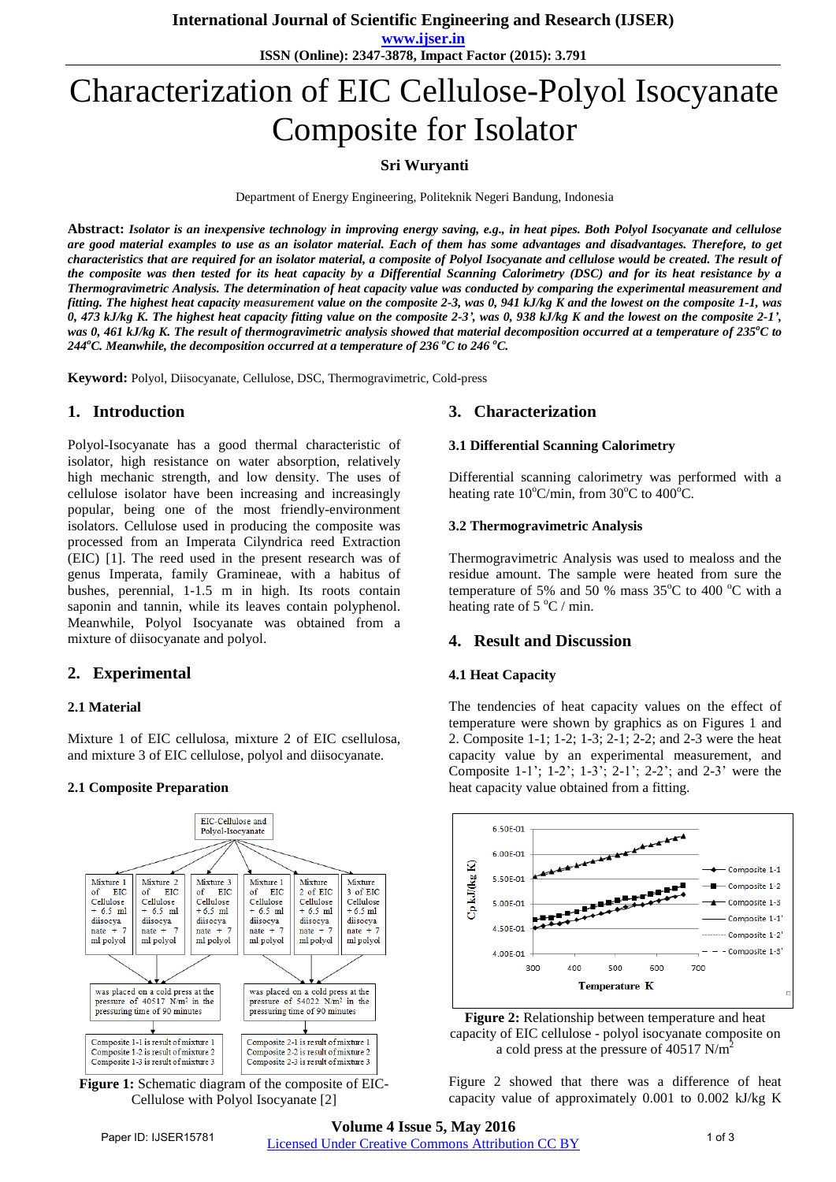# Characterization of EIC Cellulose-Polyol Isocyanate Composite for Isolator

**Sri Wuryanti**

Department of Energy Engineering, Politeknik Negeri Bandung, Indonesia

**Abstract:** ***Isolator is an inexpensive technology in improving energy saving, e.g., in heat pipes. Both Polyol Isocyanate and cellulose are good material examples to use as an isolator material. Each of them has some advantages and disadvantages. Therefore, to get characteristics that are required for an isolator material, a composite of Polyol Isocyanate and cellulose would be created. The result of the composite was then tested for its heat capacity by a Differential Scanning Calorimetry (DSC) and for its heat resistance by a Thermogravimetric Analysis. The determination of heat capacity value was conducted by comparing the experimental measurement and fitting. The highest heat capacity measurement value on the composite 2-3, was 0, 941 kJ/kg K and the lowest on the composite 1-1, was 0, 473 kJ/kg K. The highest heat capacity fitting value on the composite 2-3', was 0, 938 kJ/kg K and the lowest on the composite 2-1', was 0, 461 kJ/kg K. The result of thermogravimetric analysis showed that material decomposition occurred at a temperature of 235°C to 244°C. Meanwhile, the decomposition occurred at a temperature of 236 °C to 246 °C.***

**Keyword:** Polyol, Diisocyanate, Cellulose, DSC, Thermogravimetric, Cold-press

## 1. Introduction

Polyol-Isocyanate has a good thermal characteristic of isolator, high resistance on water absorption, relatively high mechanic strength, and low density. The uses of cellulose isolator have been increasing and increasingly popular, being one of the most friendly-environment isolators. Cellulose used in producing the composite was processed from an Imperata Cilyndrica reed Extraction (EIC) [1]. The reed used in the present research was of genus Imperata, family Gramineae, with a habitus of bushes, perennial, 1-1.5 m in high. Its roots contain saponin and tannin, while its leaves contain polyphenol. Meanwhile, Polyol Isocyanate was obtained from a mixture of diisocyanate and polyol.

## 2. Experimental

### 2.1 Material

Mixture 1 of EIC cellulosa, mixture 2 of EIC csellulosa, and mixture 3 of EIC cellulose, polyol and diisocyanate.

### 2.1 Composite Preparation

EIC-Cellulose and Polyol-Isocyanate

Mixture 1 of EIC Cellulose + 6.5 ml diisocyanate + 7 ml polyol | Mixture 2 of EIC Cellulose + 6.5 ml diisocyanate + 7 ml polyol | Mixture 3 of EIC Cellulose + 6.5 ml diisocyanate + 7 ml polyol | Mixture 1 of EIC Cellulose + 6.5 ml diisocyanate + 7 ml polyol | Mixture 2 of EIC Cellulose + 6.5 ml diisocyanate + 7 ml polyol | Mixture 3 of EIC Cellulose + 6.5 ml diisocyanate + 7 ml polyol

was placed on a cold press at the pressure of 40517 N/m² in the pressuring time of 90 minutes | was placed on a cold press at the pressure of 54022 N/m² in the pressuring time of 90 minutes

Composite 1-1 is result of mixture 1
Composite 1-2 is result of mixture 2
Composite 1-3 is result of mixture 3

Composite 2-1 is result of mixture 1
Composite 2-2 is result of mixture 2
Composite 2-3 is result of mixture 3

**Figure 1:** Schematic diagram of the composite of EIC-Cellulose with Polyol Isocyanate [2]

## 3. Characterization

### 3.1 Differential Scanning Calorimetry

Differential scanning calorimetry was performed with a heating rate 10°C/min, from 30°C to 400°C.

### 3.2 Thermogravimetric Analysis

Thermogravimetric Analysis was used to mealoss and the residue amount. The sample were heated from sure the temperature of 5% and 50 % mass 35°C to 400 °C with a heating rate of 5 °C / min.

## 4. Result and Discussion

### 4.1 Heat Capacity

The tendencies of heat capacity values on the effect of temperature were shown by graphics as on Figures 1 and 2. Composite 1-1; 1-2; 1-3; 2-1; 2-2; and 2-3 were the heat capacity value by an experimental measurement, and Composite 1-1'; 1-2'; 1-3'; 2-1'; 2-2'; and 2-3' were the heat capacity value obtained from a fitting.

**Figure 2:** Relationship between temperature and heat capacity of EIC cellulose - polyol isocyanate composite on a cold press at the pressure of 40517 N/m²

Figure 2 showed that there was a difference of heat capacity value of approximately 0.001 to 0.002 kJ/kg K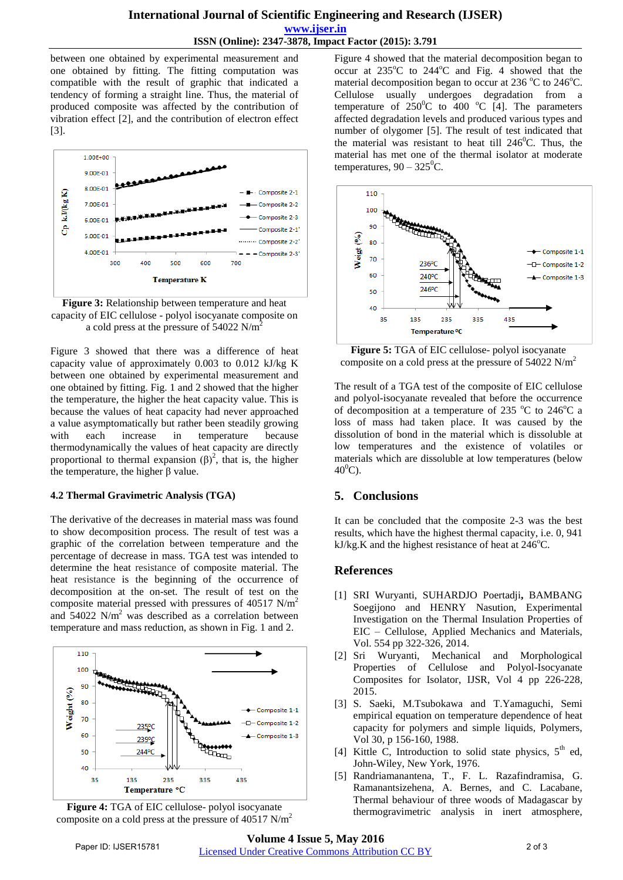between one obtained by experimental measurement and one obtained by fitting. The fitting computation was compatible with the result of graphic that indicated a tendency of forming a straight line. Thus, the material of produced composite was affected by the contribution of vibration effect [2], and the contribution of electron effect [3].

**Figure 3:** Relationship between temperature and heat capacity of EIC cellulose - polyol isocyanate composite on a cold press at the pressure of 54022 N/m$^2$

Figure 3 showed that there was a difference of heat capacity value of approximately 0.003 to 0.012 kJ/kg K between one obtained by experimental measurement and one obtained by fitting. Fig. 1 and 2 showed that the higher the temperature, the higher the heat capacity value. This is because the values of heat capacity had never approached a value asymptotically but rather been steadily growing with each increase in temperature because thermodynamically the values of heat capacity are directly proportional to thermal expansion $(\beta)^2$, that is, the higher the temperature, the higher β value.

### 4.2 Thermal Gravimetric Analysis (TGA)

The derivative of the decreases in material mass was found to show decomposition process. The result of test was a graphic of the correlation between temperature and the percentage of decrease in mass. TGA test was intended to determine the heat resistance of composite material. The heat resistance is the beginning of the occurrence of decomposition at the on-set. The result of test on the composite material pressed with pressures of 40517 N/m$^2$ and 54022 N/m$^2$ was described as a correlation between temperature and mass reduction, as shown in Fig. 1 and 2.

**Figure 4:** TGA of EIC cellulose- polyol isocyanate composite on a cold press at the pressure of 40517 N/m$^2$

Figure 4 showed that the material decomposition began to occur at 235°C to 244°C and Fig. 4 showed that the material decomposition began to occur at 236 °C to 246°C. Cellulose usually undergoes degradation from a temperature of 250$^0$C to 400 °C [4]. The parameters affected degradation levels and produced various types and number of olygomer [5]. The result of test indicated that the material was resistant to heat till 246$^0$C. Thus, the material has met one of the thermal isolator at moderate temperatures, 90 – 325$^0$C.

**Figure 5:** TGA of EIC cellulose- polyol isocyanate composite on a cold press at the pressure of 54022 N/m$^2$

The result of a TGA test of the composite of EIC cellulose and polyol-isocyanate revealed that before the occurrence of decomposition at a temperature of 235 °C to 246°C a loss of mass had taken place. It was caused by the dissolution of bond in the material which is dissoluble at low temperatures and the existence of volatiles or materials which are dissoluble at low temperatures (below 40$^0$C).

## 5. Conclusions

It can be concluded that the composite 2-3 was the best results, which have the highest thermal capacity, i.e. 0, 941 kJ/kg.K and the highest resistance of heat at 246°C.

## References

[1] SRI Wuryanti, SUHARDJO Poertadji, BAMBANG Soegijono and HENRY Nasution, Experimental Investigation on the Thermal Insulation Properties of EIC – Cellulose, Applied Mechanics and Materials, Vol. 554 pp 322-326, 2014.

[2] Sri Wuryanti, Mechanical and Morphological Properties of Cellulose and Polyol-Isocyanate Composites for Isolator, IJSR, Vol 4 pp 226-228, 2015.

[3] S. Saeki, M.Tsubokawa and T.Yamaguchi, Semi empirical equation on temperature dependence of heat capacity for polymers and simple liquids, Polymers, Vol 30, p 156-160, 1988.

[4] Kittle C, Introduction to solid state physics, 5th ed, John-Wiley, New York, 1976.

[5] Randriamanantena, T., F. L. Razafindramisa, G. Ramanantsizehena, A. Bernes, and C. Lacabane, Thermal behaviour of three woods of Madagascar by thermogravimetric analysis in inert atmosphere,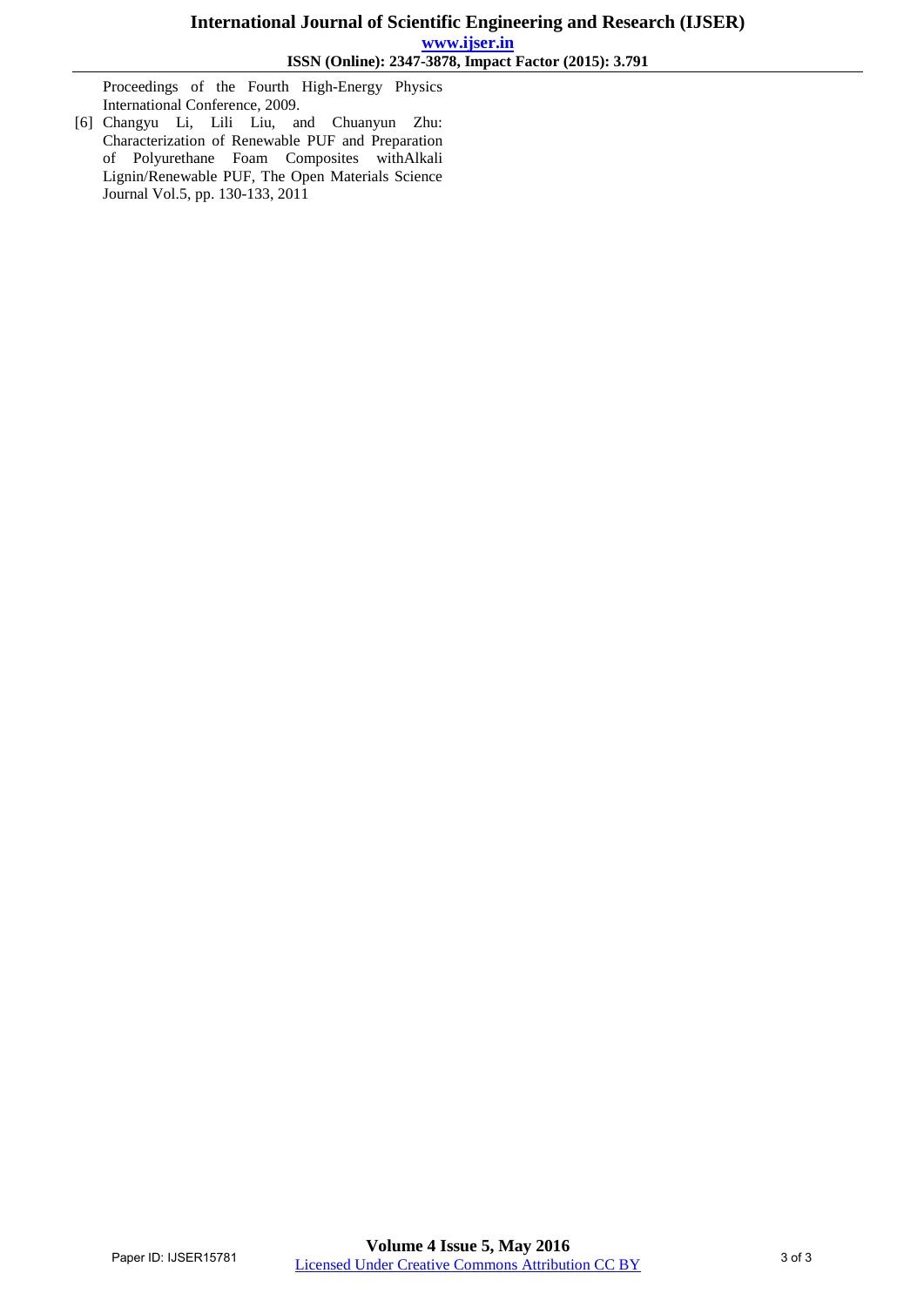Proceedings of the Fourth High-Energy Physics International Conference, 2009.

[6] Changyu Li, Lili Liu, and Chuanyun Zhu: Characterization of Renewable PUF and Preparation of Polyurethane Foam Composites withAlkali Lignin/Renewable PUF, The Open Materials Science Journal Vol.5, pp. 130-133, 2011